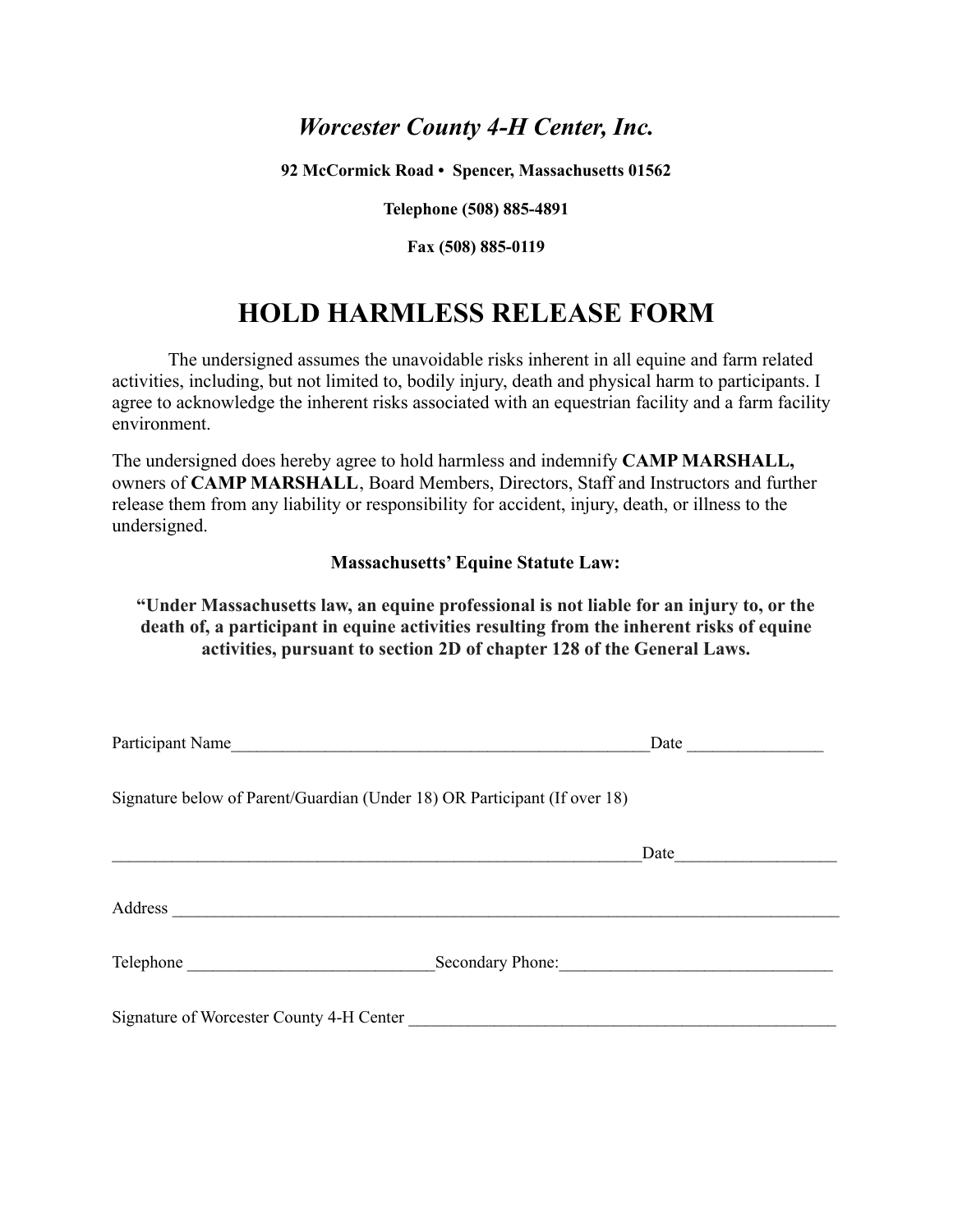# *Worcester County 4-H Center, Inc.*

**92 McCormick Road • Spencer, Massachusetts 01562**

**Telephone (508) 885-4891**

**Fax (508) 885-0119**

## HOLD HARMLESS RELEASE FORM

The undersigned assumes the unavoidable risks inherent in all equine and farm related activities, including, but not limited to, bodily injury, death and physical harm to participants. I agree to acknowledge the inherent risks associated with an equestrian facility and a farm facility environment.

The undersigned does hereby agree to hold harmless and indemnify **CAMP MARSHALL,** owners of **CAMP MARSHALL**, Board Members, Directors, Staff and Instructors and further release them from any liability or responsibility for accident, injury, death, or illness to the undersigned.

**Massachusetts' Equine Statute Law:**

**"Under Massachusetts law, an equine professional is not liable for an injury to, or the death of, a participant in equine activities resulting from the inherent risks of equine activities, pursuant to section 2D of chapter 128 of the General Laws.**

Participant Name__________________________________________________Date ________________

Signature below of Parent/Guardian (Under 18) OR Participant (If over 18)

_______________________________________________________________Date__________________

Address _______________________________________________________________________________

Telephone ____________________________Secondary Phone:_______________________________

Signature of Worcester County 4-H Center ____________________________________________________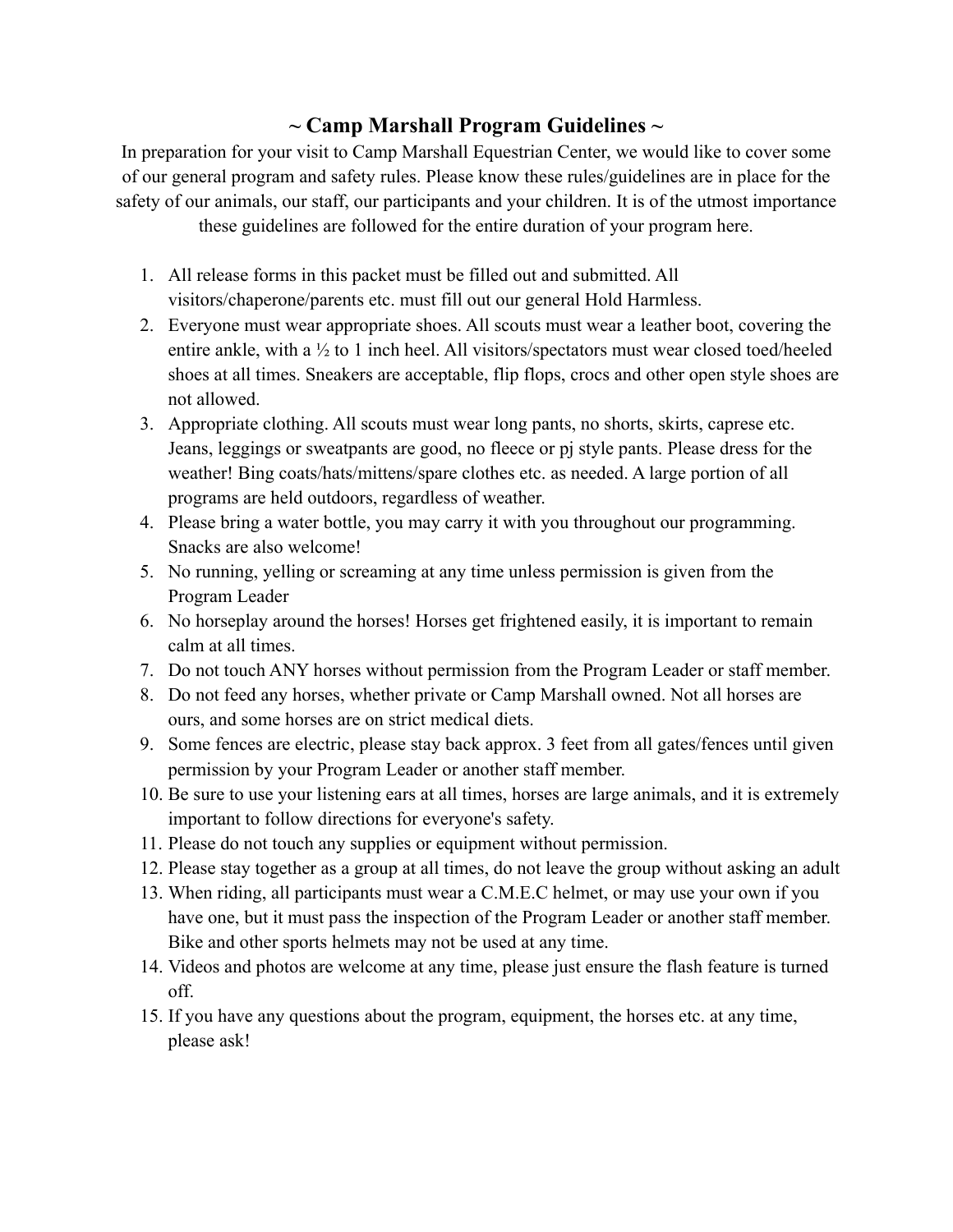# ~ Camp Marshall Program Guidelines ~

In preparation for your visit to Camp Marshall Equestrian Center, we would like to cover some of our general program and safety rules. Please know these rules/guidelines are in place for the safety of our animals, our staff, our participants and your children. It is of the utmost importance these guidelines are followed for the entire duration of your program here.

1. All release forms in this packet must be filled out and submitted. All visitors/chaperone/parents etc. must fill out our general Hold Harmless.
2. Everyone must wear appropriate shoes. All scouts must wear a leather boot, covering the entire ankle, with a ½ to 1 inch heel. All visitors/spectators must wear closed toed/heeled shoes at all times. Sneakers are acceptable, flip flops, crocs and other open style shoes are not allowed.
3. Appropriate clothing. All scouts must wear long pants, no shorts, skirts, caprese etc. Jeans, leggings or sweatpants are good, no fleece or pj style pants. Please dress for the weather! Bing coats/hats/mittens/spare clothes etc. as needed. A large portion of all programs are held outdoors, regardless of weather.
4. Please bring a water bottle, you may carry it with you throughout our programming. Snacks are also welcome!
5. No running, yelling or screaming at any time unless permission is given from the Program Leader
6. No horseplay around the horses! Horses get frightened easily, it is important to remain calm at all times.
7. Do not touch ANY horses without permission from the Program Leader or staff member.
8. Do not feed any horses, whether private or Camp Marshall owned. Not all horses are ours, and some horses are on strict medical diets.
9. Some fences are electric, please stay back approx. 3 feet from all gates/fences until given permission by your Program Leader or another staff member.
10. Be sure to use your listening ears at all times, horses are large animals, and it is extremely important to follow directions for everyone's safety.
11. Please do not touch any supplies or equipment without permission.
12. Please stay together as a group at all times, do not leave the group without asking an adult
13. When riding, all participants must wear a C.M.E.C helmet, or may use your own if you have one, but it must pass the inspection of the Program Leader or another staff member. Bike and other sports helmets may not be used at any time.
14. Videos and photos are welcome at any time, please just ensure the flash feature is turned off.
15. If you have any questions about the program, equipment, the horses etc. at any time, please ask!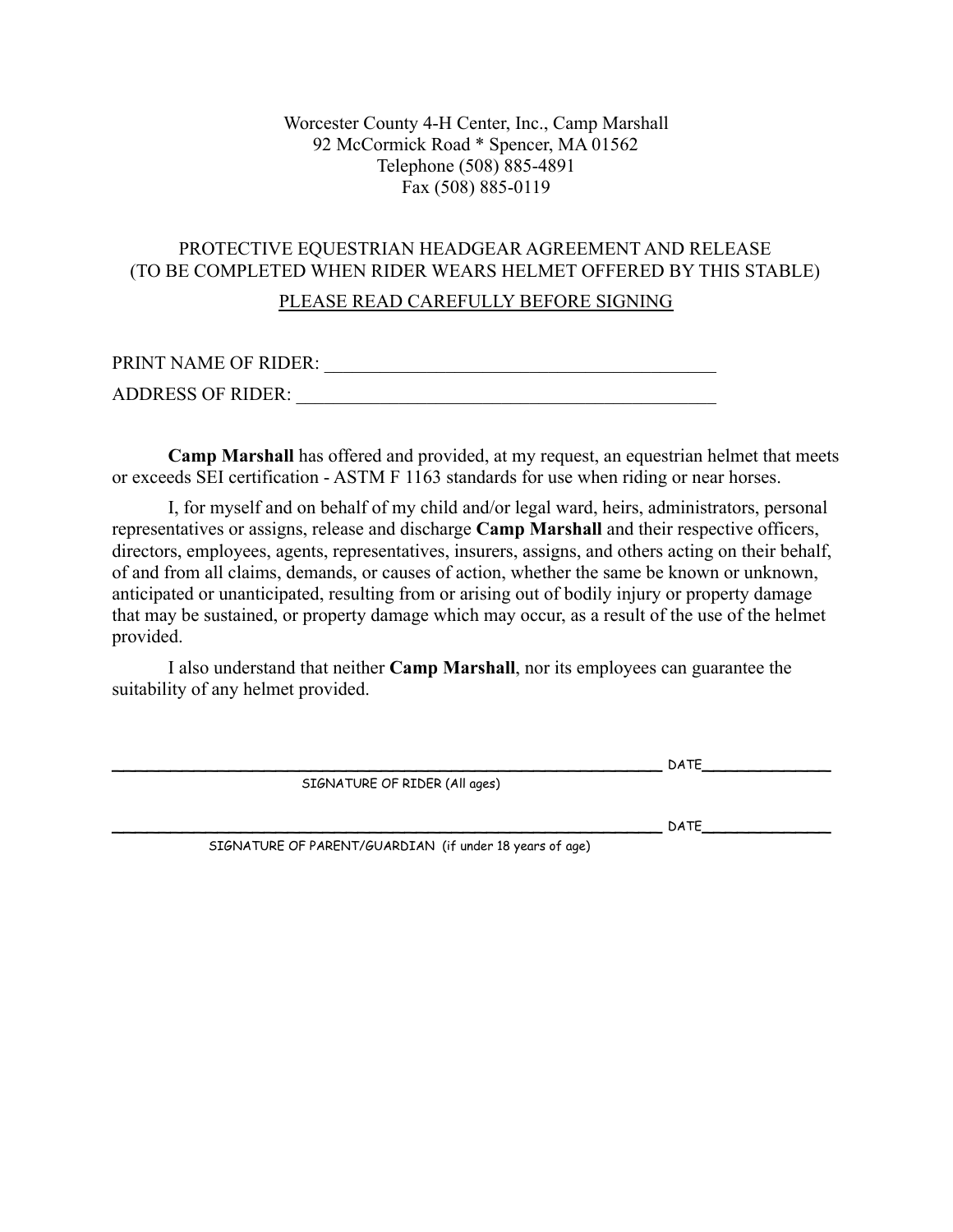Worcester County 4-H Center, Inc., Camp Marshall
92 McCormick Road * Spencer, MA 01562
Telephone (508) 885-4891
Fax (508) 885-0119

## PROTECTIVE EQUESTRIAN HEADGEAR AGREEMENT AND RELEASE
(TO BE COMPLETED WHEN RIDER WEARS HELMET OFFERED BY THIS STABLE)

PLEASE READ CAREFULLY BEFORE SIGNING

PRINT NAME OF RIDER: ___________________________________________

ADDRESS OF RIDER: _____________________________________________

**Camp Marshall** has offered and provided, at my request, an equestrian helmet that meets or exceeds SEI certification - ASTM F 1163 standards for use when riding or near horses.

I, for myself and on behalf of my child and/or legal ward, heirs, administrators, personal representatives or assigns, release and discharge **Camp Marshall** and their respective officers, directors, employees, agents, representatives, insurers, assigns, and others acting on their behalf, of and from all claims, demands, or causes of action, whether the same be known or unknown, anticipated or unanticipated, resulting from or arising out of bodily injury or property damage that may be sustained, or property damage which may occur, as a result of the use of the helmet provided.

I also understand that neither **Camp Marshall**, nor its employees can guarantee the suitability of any helmet provided.

____________________________________________________________ DATE______________
SIGNATURE OF RIDER (All ages)

____________________________________________________________ DATE______________
SIGNATURE OF PARENT/GUARDIAN (if under 18 years of age)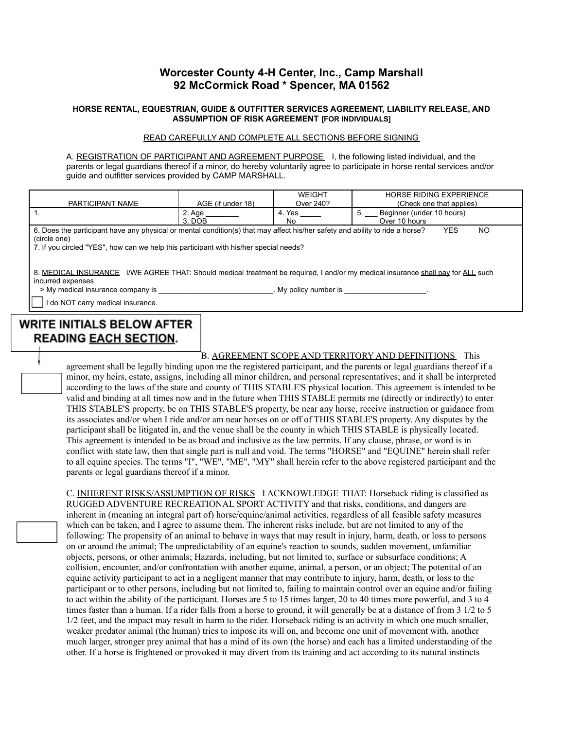## Worcester County 4-H Center, Inc., Camp Marshall
## 92 McCormick Road * Spencer, MA 01562

### HORSE RENTAL, EQUESTRIAN, GUIDE & OUTFITTER SERVICES AGREEMENT, LIABILITY RELEASE, AND ASSUMPTION OF RISK AGREEMENT [FOR INDIVIDUALS]

READ CAREFULLY AND COMPLETE ALL SECTIONS BEFORE SIGNING

A. REGISTRATION OF PARTICIPANT AND AGREEMENT PURPOSE I, the following listed individual, and the parents or legal guardians thereof if a minor, do hereby voluntarily agree to participate in horse rental services and/or guide and outfitter services provided by CAMP MARSHALL.

| PARTICIPANT NAME | AGE (if under 18) | WEIGHT Over 240? | HORSE RIDING EXPERIENCE (Check one that applies) |
|---|---|---|---|
| 1. | 2. Age ________ 3. DOB | 4. Yes _____ No | 5. ___ Beginner (under 10 hours) Over 10 hours |

6. Does the participant have any physical or mental condition(s) that may affect his/her safety and ability to ride a horse? YES NO (circle one)

7. If you circled "YES", how can we help this participant with his/her special needs?

8. MEDICAL INSURANCE I/WE AGREE THAT: Should medical treatment be required, I and/or my medical insurance shall pay for ALL such incurred expenses

> My medical insurance company is ___________________________. My policy number is ____________________.

☐ I do NOT carry medical insurance.

**WRITE INITIALS BELOW AFTER READING EACH SECTION.**

☐ B. AGREEMENT SCOPE AND TERRITORY AND DEFINITIONS This agreement shall be legally binding upon me the registered participant, and the parents or legal guardians thereof if a minor, my heirs, estate, assigns, including all minor children, and personal representatives; and it shall be interpreted according to the laws of the state and county of THIS STABLE'S physical location. This agreement is intended to be valid and binding at all times now and in the future when THIS STABLE permits me (directly or indirectly) to enter THIS STABLE'S property, be on THIS STABLE'S property, be near any horse, receive instruction or guidance from its associates and/or when I ride and/or am near horses on or off of THIS STABLE'S property. Any disputes by the participant shall be litigated in, and the venue shall be the county in which THIS STABLE is physically located. This agreement is intended to be as broad and inclusive as the law permits. If any clause, phrase, or word is in conflict with state law, then that single part is null and void. The terms "HORSE" and "EQUINE" herein shall refer to all equine species. The terms "I", "WE", "ME", "MY" shall herein refer to the above registered participant and the parents or legal guardians thereof if a minor.

☐ C. INHERENT RISKS/ASSUMPTION OF RISKS I ACKNOWLEDGE THAT: Horseback riding is classified as RUGGED ADVENTURE RECREATIONAL SPORT ACTIVITY and that risks, conditions, and dangers are inherent in (meaning an integral part of) horse/equine/animal activities, regardless of all feasible safety measures which can be taken, and I agree to assume them. The inherent risks include, but are not limited to any of the following: The propensity of an animal to behave in ways that may result in injury, harm, death, or loss to persons on or around the animal; The unpredictability of an equine's reaction to sounds, sudden movement, unfamiliar objects, persons, or other animals; Hazards, including, but not limited to, surface or subsurface conditions; A collision, encounter, and/or confrontation with another equine, animal, a person, or an object; The potential of an equine activity participant to act in a negligent manner that may contribute to injury, harm, death, or loss to the participant or to other persons, including but not limited to, failing to maintain control over an equine and/or failing to act within the ability of the participant. Horses are 5 to 15 times larger, 20 to 40 times more powerful, and 3 to 4 times faster than a human. If a rider falls from a horse to ground, it will generally be at a distance of from 3 1/2 to 5 1/2 feet, and the impact may result in harm to the rider. Horseback riding is an activity in which one much smaller, weaker predator animal (the human) tries to impose its will on, and become one unit of movement with, another much larger, stronger prey animal that has a mind of its own (the horse) and each has a limited understanding of the other. If a horse is frightened or provoked it may divert from its training and act according to its natural instincts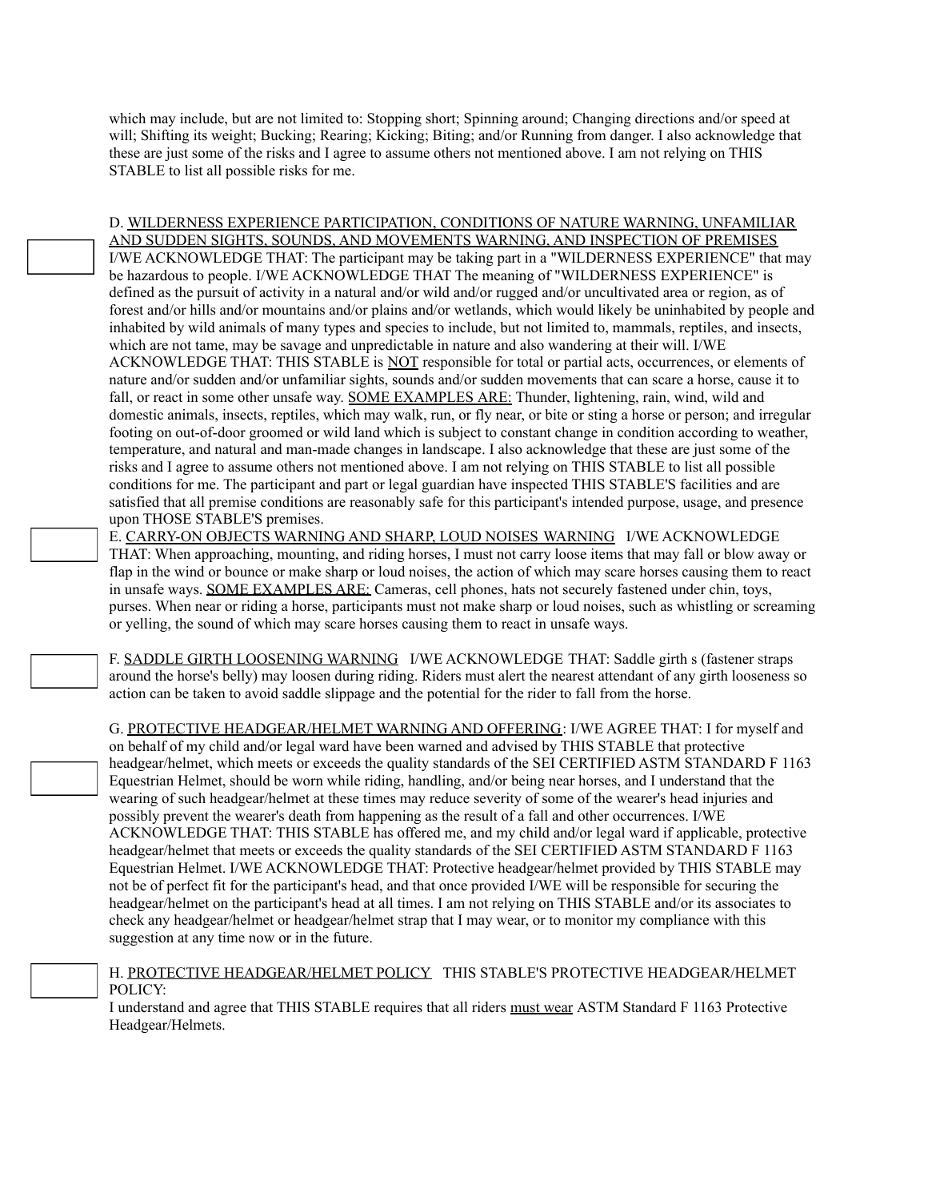which may include, but are not limited to: Stopping short; Spinning around; Changing directions and/or speed at will; Shifting its weight; Bucking; Rearing; Kicking; Biting; and/or Running from danger. I also acknowledge that these are just some of the risks and I agree to assume others not mentioned above. I am not relying on THIS STABLE to list all possible risks for me.

D. <u>WILDERNESS EXPERIENCE PARTICIPATION, CONDITIONS OF NATURE WARNING, UNFAMILIAR AND SUDDEN SIGHTS, SOUNDS, AND MOVEMENTS WARNING, AND INSPECTION OF PREMISES</u>
I/WE ACKNOWLEDGE THAT: The participant may be taking part in a "WILDERNESS EXPERIENCE" that may be hazardous to people. I/WE ACKNOWLEDGE THAT The meaning of "WILDERNESS EXPERIENCE" is defined as the pursuit of activity in a natural and/or wild and/or rugged and/or uncultivated area or region, as of forest and/or hills and/or mountains and/or plains and/or wetlands, which would likely be uninhabited by people and inhabited by wild animals of many types and species to include, but not limited to, mammals, reptiles, and insects, which are not tame, may be savage and unpredictable in nature and also wandering at their will. I/WE ACKNOWLEDGE THAT: THIS STABLE is <u>NOT</u> responsible for total or partial acts, occurrences, or elements of nature and/or sudden and/or unfamiliar sights, sounds and/or sudden movements that can scare a horse, cause it to fall, or react in some other unsafe way. <u>SOME EXAMPLES ARE:</u> Thunder, lightening, rain, wind, wild and domestic animals, insects, reptiles, which may walk, run, or fly near, or bite or sting a horse or person; and irregular footing on out-of-door groomed or wild land which is subject to constant change in condition according to weather, temperature, and natural and man-made changes in landscape. I also acknowledge that these are just some of the risks and I agree to assume others not mentioned above. I am not relying on THIS STABLE to list all possible conditions for me. The participant and part or legal guardian have inspected THIS STABLE'S facilities and are satisfied that all premise conditions are reasonably safe for this participant's intended purpose, usage, and presence upon THOSE STABLE'S premises.

E. <u>CARRY-ON OBJECTS WARNING AND SHARP, LOUD NOISES WARNING</u> I/WE ACKNOWLEDGE THAT: When approaching, mounting, and riding horses, I must not carry loose items that may fall or blow away or flap in the wind or bounce or make sharp or loud noises, the action of which may scare horses causing them to react in unsafe ways. <u>SOME EXAMPLES ARE:</u> Cameras, cell phones, hats not securely fastened under chin, toys, purses. When near or riding a horse, participants must not make sharp or loud noises, such as whistling or screaming or yelling, the sound of which may scare horses causing them to react in unsafe ways.

F. <u>SADDLE GIRTH LOOSENING WARNING</u> I/WE ACKNOWLEDGE THAT: Saddle girth s (fastener straps around the horse's belly) may loosen during riding. Riders must alert the nearest attendant of any girth looseness so action can be taken to avoid saddle slippage and the potential for the rider to fall from the horse.

G. <u>PROTECTIVE HEADGEAR/HELMET WARNING AND OFFERING</u>: I/WE AGREE THAT: I for myself and on behalf of my child and/or legal ward have been warned and advised by THIS STABLE that protective headgear/helmet, which meets or exceeds the quality standards of the SEI CERTIFIED ASTM STANDARD F 1163 Equestrian Helmet, should be worn while riding, handling, and/or being near horses, and I understand that the wearing of such headgear/helmet at these times may reduce severity of some of the wearer's head injuries and possibly prevent the wearer's death from happening as the result of a fall and other occurrences. I/WE ACKNOWLEDGE THAT: THIS STABLE has offered me, and my child and/or legal ward if applicable, protective headgear/helmet that meets or exceeds the quality standards of the SEI CERTIFIED ASTM STANDARD F 1163 Equestrian Helmet. I/WE ACKNOWLEDGE THAT: Protective headgear/helmet provided by THIS STABLE may not be of perfect fit for the participant's head, and that once provided I/WE will be responsible for securing the headgear/helmet on the participant's head at all times. I am not relying on THIS STABLE and/or its associates to check any headgear/helmet or headgear/helmet strap that I may wear, or to monitor my compliance with this suggestion at any time now or in the future.

H. <u>PROTECTIVE HEADGEAR/HELMET POLICY</u> THIS STABLE'S PROTECTIVE HEADGEAR/HELMET POLICY:
I understand and agree that THIS STABLE requires that all riders <u>must wear</u> ASTM Standard F 1163 Protective Headgear/Helmets.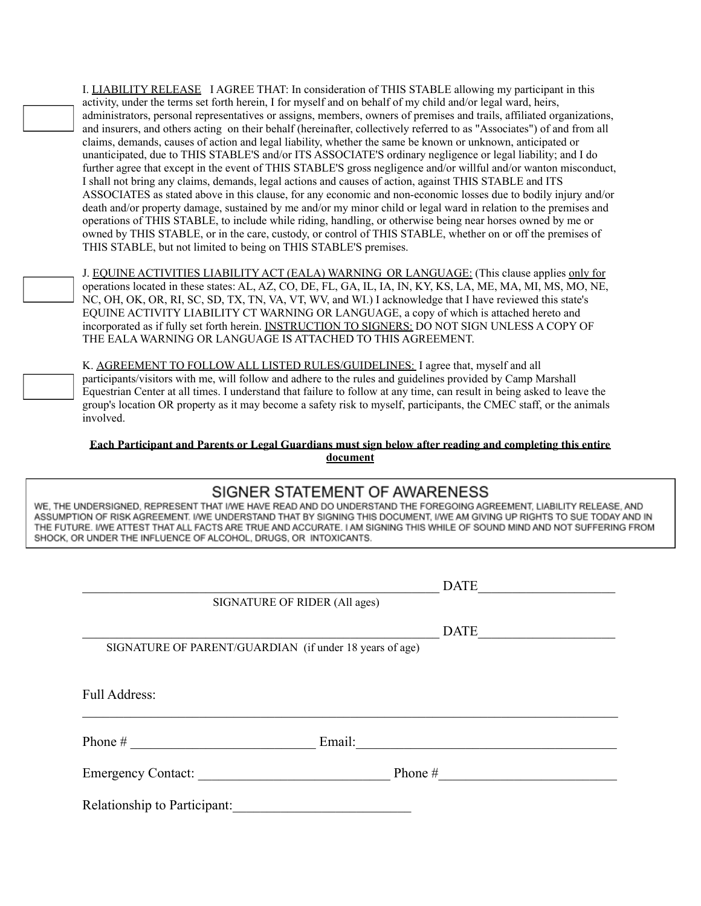I. LIABILITY RELEASE I AGREE THAT: In consideration of THIS STABLE allowing my participant in this activity, under the terms set forth herein, I for myself and on behalf of my child and/or legal ward, heirs, administrators, personal representatives or assigns, members, owners of premises and trails, affiliated organizations, and insurers, and others acting on their behalf (hereinafter, collectively referred to as "Associates") of and from all claims, demands, causes of action and legal liability, whether the same be known or unknown, anticipated or unanticipated, due to THIS STABLE'S and/or ITS ASSOCIATE'S ordinary negligence or legal liability; and I do further agree that except in the event of THIS STABLE'S gross negligence and/or willful and/or wanton misconduct, I shall not bring any claims, demands, legal actions and causes of action, against THIS STABLE and ITS ASSOCIATES as stated above in this clause, for any economic and non-economic losses due to bodily injury and/or death and/or property damage, sustained by me and/or my minor child or legal ward in relation to the premises and operations of THIS STABLE, to include while riding, handling, or otherwise being near horses owned by me or owned by THIS STABLE, or in the care, custody, or control of THIS STABLE, whether on or off the premises of THIS STABLE, but not limited to being on THIS STABLE'S premises.

J. EQUINE ACTIVITIES LIABILITY ACT (EALA) WARNING OR LANGUAGE: (This clause applies only for operations located in these states: AL, AZ, CO, DE, FL, GA, IL, IA, IN, KY, KS, LA, ME, MA, MI, MS, MO, NE, NC, OH, OK, OR, RI, SC, SD, TX, TN, VA, VT, WV, and WI.) I acknowledge that I have reviewed this state's EQUINE ACTIVITY LIABILITY CT WARNING OR LANGUAGE, a copy of which is attached hereto and incorporated as if fully set forth herein. INSTRUCTION TO SIGNERS: DO NOT SIGN UNLESS A COPY OF THE EALA WARNING OR LANGUAGE IS ATTACHED TO THIS AGREEMENT.

K. AGREEMENT TO FOLLOW ALL LISTED RULES/GUIDELINES: I agree that, myself and all participants/visitors with me, will follow and adhere to the rules and guidelines provided by Camp Marshall Equestrian Center at all times. I understand that failure to follow at any time, can result in being asked to leave the group's location OR property as it may become a safety risk to myself, participants, the CMEC staff, or the animals involved.

**Each Participant and Parents or Legal Guardians must sign below after reading and completing this entire document**

## SIGNER STATEMENT OF AWARENESS

WE, THE UNDERSIGNED, REPRESENT THAT I/WE HAVE READ AND DO UNDERSTAND THE FOREGOING AGREEMENT, LIABILITY RELEASE, AND ASSUMPTION OF RISK AGREEMENT. I/WE UNDERSTAND THAT BY SIGNING THIS DOCUMENT, I/WE AM GIVING UP RIGHTS TO SUE TODAY AND IN THE FUTURE. I/WE ATTEST THAT ALL FACTS ARE TRUE AND ACCURATE. I AM SIGNING THIS WHILE OF SOUND MIND AND NOT SUFFERING FROM SHOCK, OR UNDER THE INFLUENCE OF ALCOHOL, DRUGS, OR INTOXICANTS.

_______________________________________________ DATE____________________

SIGNATURE OF RIDER (All ages)

_______________________________________________ DATE____________________

SIGNATURE OF PARENT/GUARDIAN (if under 18 years of age)

Full Address: ______________________________________________________________

Phone # ___________________________ Email:_______________________________________

Emergency Contact: ____________________________ Phone #__________________________

Relationship to Participant:__________________________